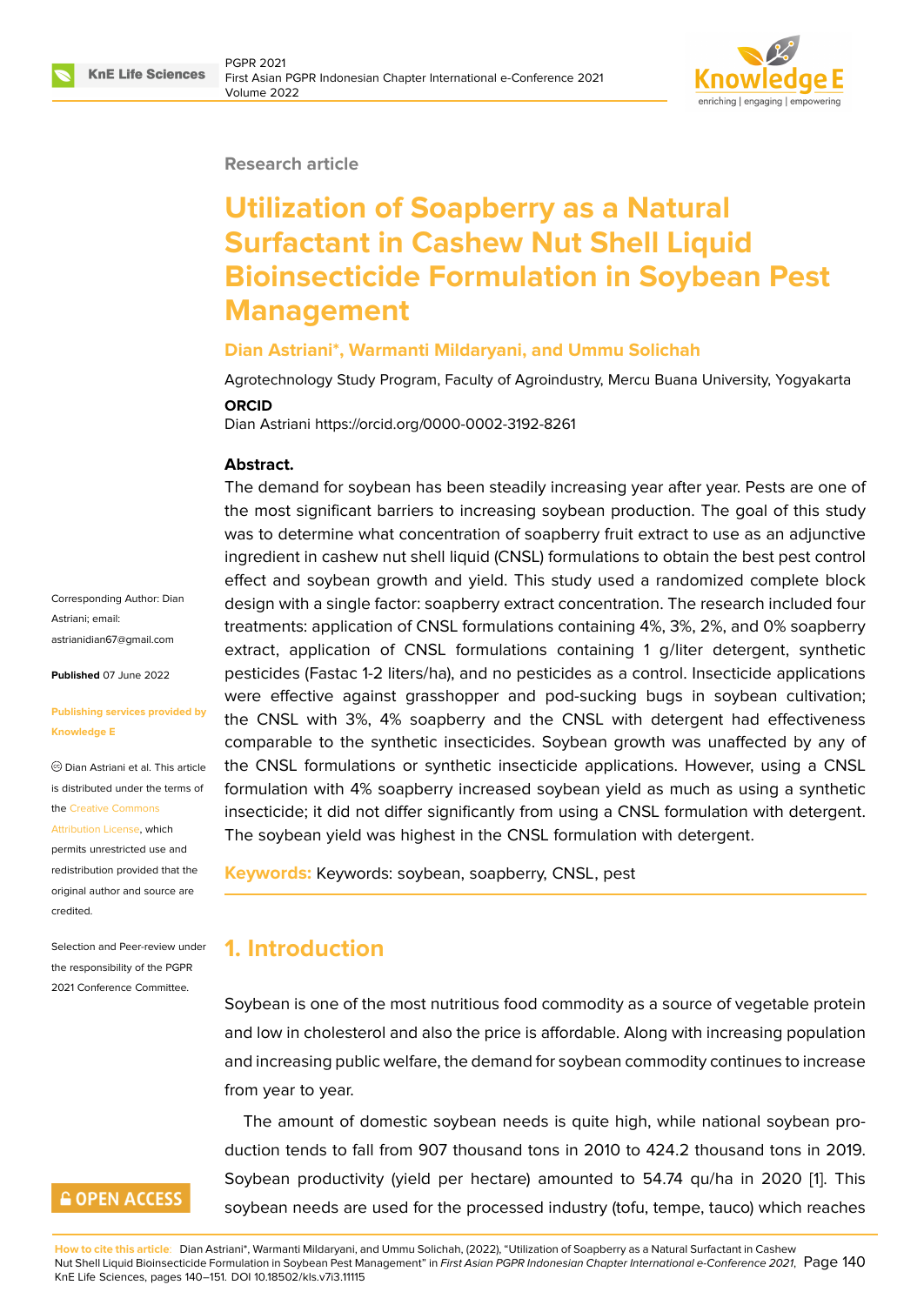Research article

# Utilization of Soapberry as a Natural Surfactant in Cashew Nut Shell Liquid Bioinsecticide Formulation in Soybean Pest Management

**Dian Astriani*, Warmanti Mildaryani, and Ummu Solichah**

Agrotechnology Study Program, Faculty of Agroindustry, Mercu Buana University, Yogyakarta

**ORCID**

Dian Astriani https://orcid.org/0000-0002-3192-8261

Corresponding Author: Dian Astriani; email: astrianidian67@gmail.com

**Published** 07 June 2022

**Publishing services provided by Knowledge E**

© Dian Astriani et al. This article is distributed under the terms of the Creative Commons Attribution License, which permits unrestricted use and redistribution provided that the original author and source are credited.

Selection and Peer-review under the responsibility of the PGPR 2021 Conference Committee.

**Abstract.**

The demand for soybean has been steadily increasing year after year. Pests are one of the most significant barriers to increasing soybean production. The goal of this study was to determine what concentration of soapberry fruit extract to use as an adjunctive ingredient in cashew nut shell liquid (CNSL) formulations to obtain the best pest control effect and soybean growth and yield. This study used a randomized complete block design with a single factor: soapberry extract concentration. The research included four treatments: application of CNSL formulations containing 4%, 3%, 2%, and 0% soapberry extract, application of CNSL formulations containing 1 g/liter detergent, synthetic pesticides (Fastac 1-2 liters/ha), and no pesticides as a control. Insecticide applications were effective against grasshopper and pod-sucking bugs in soybean cultivation; the CNSL with 3%, 4% soapberry and the CNSL with detergent had effectiveness comparable to the synthetic insecticides. Soybean growth was unaffected by any of the CNSL formulations or synthetic insecticide applications. However, using a CNSL formulation with 4% soapberry increased soybean yield as much as using a synthetic insecticide; it did not differ significantly from using a CNSL formulation with detergent. The soybean yield was highest in the CNSL formulation with detergent.

**Keywords:** Keywords: soybean, soapberry, CNSL, pest

## 1. Introduction

Soybean is one of the most nutritious food commodity as a source of vegetable protein and low in cholesterol and also the price is affordable. Along with increasing population and increasing public welfare, the demand for soybean commodity continues to increase from year to year.

The amount of domestic soybean needs is quite high, while national soybean production tends to fall from 907 thousand tons in 2010 to 424.2 thousand tons in 2019. Soybean productivity (yield per hectare) amounted to 54.74 qu/ha in 2020 [1]. This soybean needs are used for the processed industry (tofu, tempe, tauco) which reaches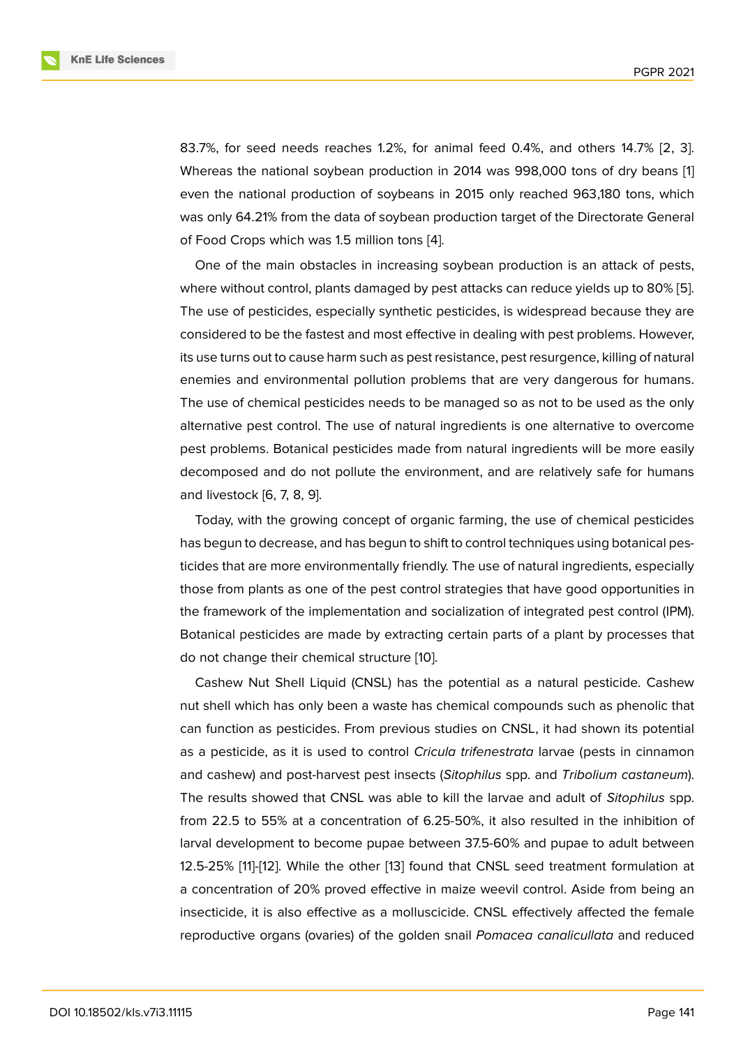83.7%, for seed needs reaches 1.2%, for animal feed 0.4%, and others 14.7% [2, 3]. Whereas the national soybean production in 2014 was 998,000 tons of dry beans [1] even the national production of soybeans in 2015 only reached 963,180 tons, which was only 64.21% from the data of soybean production target of the Directorate General of Food Crops which was 1.5 million tons [4].

One of the main obstacles in increasing soybean production is an attack of pests, where without control, plants damaged by pest attacks can reduce yields up to 80% [5]. The use of pesticides, especially synthetic pesticides, is widespread because they are considered to be the fastest and most effective in dealing with pest problems. However, its use turns out to cause harm such as pest resistance, pest resurgence, killing of natural enemies and environmental pollution problems that are very dangerous for humans. The use of chemical pesticides needs to be managed so as not to be used as the only alternative pest control. The use of natural ingredients is one alternative to overcome pest problems. Botanical pesticides made from natural ingredients will be more easily decomposed and do not pollute the environment, and are relatively safe for humans and livestock [6, 7, 8, 9].

Today, with the growing concept of organic farming, the use of chemical pesticides has begun to decrease, and has begun to shift to control techniques using botanical pesticides that are more environmentally friendly. The use of natural ingredients, especially those from plants as one of the pest control strategies that have good opportunities in the framework of the implementation and socialization of integrated pest control (IPM). Botanical pesticides are made by extracting certain parts of a plant by processes that do not change their chemical structure [10].

Cashew Nut Shell Liquid (CNSL) has the potential as a natural pesticide. Cashew nut shell which has only been a waste has chemical compounds such as phenolic that can function as pesticides. From previous studies on CNSL, it had shown its potential as a pesticide, as it is used to control *Cricula trifenestrata* larvae (pests in cinnamon and cashew) and post-harvest pest insects (*Sitophilus* spp. and *Tribolium castaneum*). The results showed that CNSL was able to kill the larvae and adult of *Sitophilus* spp. from 22.5 to 55% at a concentration of 6.25-50%, it also resulted in the inhibition of larval development to become pupae between 37.5-60% and pupae to adult between 12.5-25% [11]-[12]. While the other [13] found that CNSL seed treatment formulation at a concentration of 20% proved effective in maize weevil control. Aside from being an insecticide, it is also effective as a molluscicide. CNSL effectively affected the female reproductive organs (ovaries) of the golden snail *Pomacea canalicullata* and reduced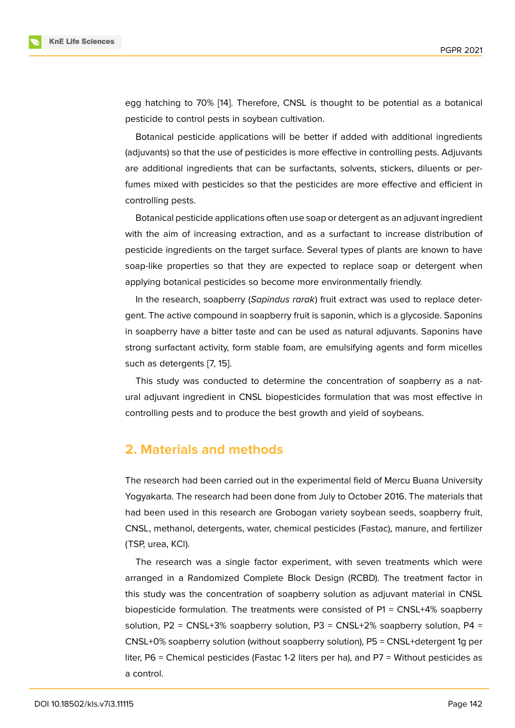egg hatching to 70% [14]. Therefore, CNSL is thought to be potential as a botanical pesticide to control pests in soybean cultivation.

Botanical pesticide applications will be better if added with additional ingredients (adjuvants) so that the use of pesticides is more effective in controlling pests. Adjuvants are additional ingredients that can be surfactants, solvents, stickers, diluents or perfumes mixed with pesticides so that the pesticides are more effective and efficient in controlling pests.

Botanical pesticide applications often use soap or detergent as an adjuvant ingredient with the aim of increasing extraction, and as a surfactant to increase distribution of pesticide ingredients on the target surface. Several types of plants are known to have soap-like properties so that they are expected to replace soap or detergent when applying botanical pesticides so become more environmentally friendly.

In the research, soapberry (*Sapindus rarak*) fruit extract was used to replace detergent. The active compound in soapberry fruit is saponin, which is a glycoside. Saponins in soapberry have a bitter taste and can be used as natural adjuvants. Saponins have strong surfactant activity, form stable foam, are emulsifying agents and form micelles such as detergents [7, 15].

This study was conducted to determine the concentration of soapberry as a natural adjuvant ingredient in CNSL biopesticides formulation that was most effective in controlling pests and to produce the best growth and yield of soybeans.

## 2. Materials and methods

The research had been carried out in the experimental field of Mercu Buana University Yogyakarta. The research had been done from July to October 2016. The materials that had been used in this research are Grobogan variety soybean seeds, soapberry fruit, CNSL, methanol, detergents, water, chemical pesticides (Fastac), manure, and fertilizer (TSP, urea, KCl).

The research was a single factor experiment, with seven treatments which were arranged in a Randomized Complete Block Design (RCBD). The treatment factor in this study was the concentration of soapberry solution as adjuvant material in CNSL biopesticide formulation. The treatments were consisted of P1 = CNSL+4% soapberry solution, P2 = CNSL+3% soapberry solution, P3 = CNSL+2% soapberry solution, P4 = CNSL+0% soapberry solution (without soapberry solution), P5 = CNSL+detergent 1g per liter, P6 = Chemical pesticides (Fastac 1-2 liters per ha), and P7 = Without pesticides as a control.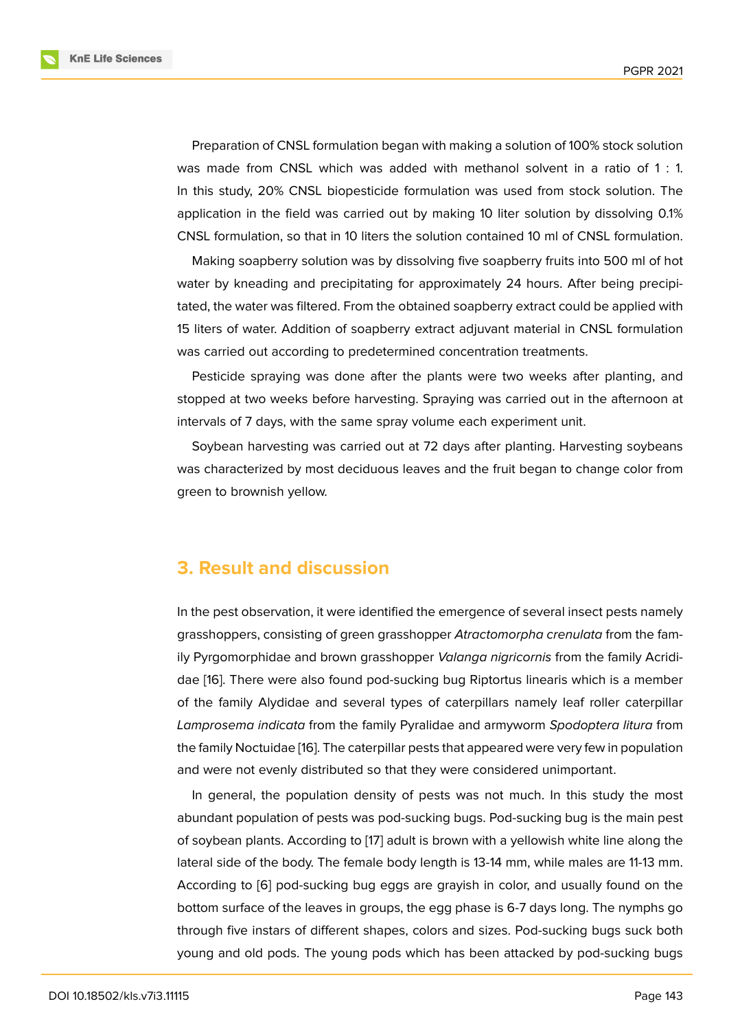Preparation of CNSL formulation began with making a solution of 100% stock solution was made from CNSL which was added with methanol solvent in a ratio of 1 : 1. In this study, 20% CNSL biopesticide formulation was used from stock solution. The application in the field was carried out by making 10 liter solution by dissolving 0.1% CNSL formulation, so that in 10 liters the solution contained 10 ml of CNSL formulation.

Making soapberry solution was by dissolving five soapberry fruits into 500 ml of hot water by kneading and precipitating for approximately 24 hours. After being precipitated, the water was filtered. From the obtained soapberry extract could be applied with 15 liters of water. Addition of soapberry extract adjuvant material in CNSL formulation was carried out according to predetermined concentration treatments.

Pesticide spraying was done after the plants were two weeks after planting, and stopped at two weeks before harvesting. Spraying was carried out in the afternoon at intervals of 7 days, with the same spray volume each experiment unit.

Soybean harvesting was carried out at 72 days after planting. Harvesting soybeans was characterized by most deciduous leaves and the fruit began to change color from green to brownish yellow.

## 3. Result and discussion

In the pest observation, it were identified the emergence of several insect pests namely grasshoppers, consisting of green grasshopper *Atractomorpha crenulata* from the family Pyrgomorphidae and brown grasshopper *Valanga nigricornis* from the family Acrididae [16]. There were also found pod-sucking bug Riptortus linearis which is a member of the family Alydidae and several types of caterpillars namely leaf roller caterpillar *Lamprosema indicata* from the family Pyralidae and armyworm *Spodoptera litura* from the family Noctuidae [16]. The caterpillar pests that appeared were very few in population and were not evenly distributed so that they were considered unimportant.

In general, the population density of pests was not much. In this study the most abundant population of pests was pod-sucking bugs. Pod-sucking bug is the main pest of soybean plants. According to [17] adult is brown with a yellowish white line along the lateral side of the body. The female body length is 13-14 mm, while males are 11-13 mm. According to [6] pod-sucking bug eggs are grayish in color, and usually found on the bottom surface of the leaves in groups, the egg phase is 6-7 days long. The nymphs go through five instars of different shapes, colors and sizes. Pod-sucking bugs suck both young and old pods. The young pods which has been attacked by pod-sucking bugs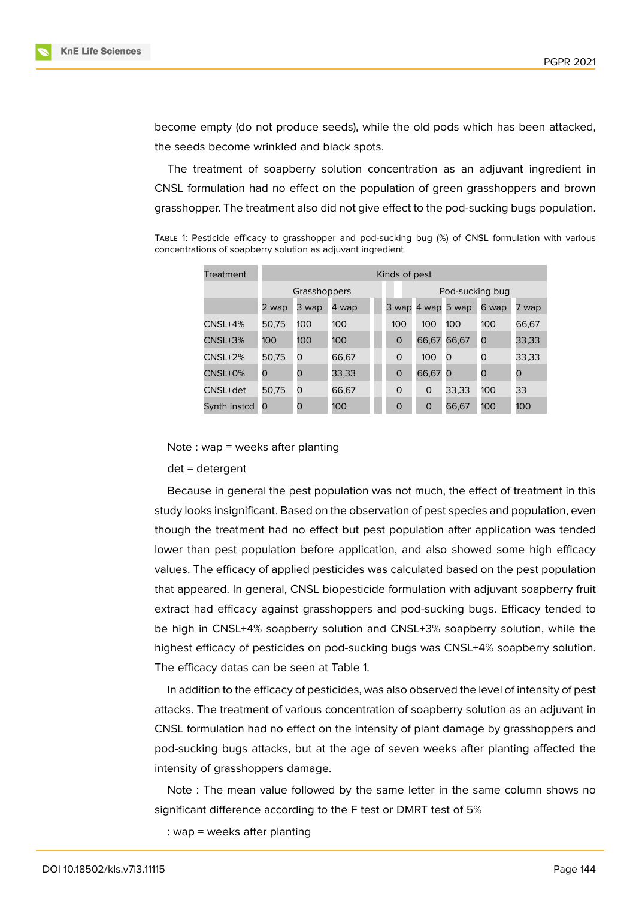become empty (do not produce seeds), while the old pods which has been attacked, the seeds become wrinkled and black spots.

The treatment of soapberry solution concentration as an adjuvant ingredient in CNSL formulation had no effect on the population of green grasshoppers and brown grasshopper. The treatment also did not give effect to the pod-sucking bugs population.

Table 1: Pesticide efficacy to grasshopper and pod-sucking bug (%) of CNSL formulation with various concentrations of soapberry solution as adjuvant ingredient

| Treatment | Kinds of pest | | | | | | | |
|---|---|---|---|---|---|---|---|---|
| | Grasshoppers | | | Pod-sucking bug | | | | |
| | 2 wap | 3 wap | 4 wap | 3 wap | 4 wap | 5 wap | 6 wap | 7 wap |
| CNSL+4% | 50,75 | 100 | 100 | 100 | 100 | 100 | 100 | 66,67 |
| CNSL+3% | 100 | 100 | 100 | 0 | 66,67 | 66,67 | 0 | 33,33 |
| CNSL+2% | 50,75 | 0 | 66,67 | 0 | 100 | 0 | 0 | 33,33 |
| CNSL+0% | 0 | 0 | 33,33 | 0 | 66,67 | 0 | 0 | 0 |
| CNSL+det | 50,75 | 0 | 66,67 | 0 | 0 | 33,33 | 100 | 33 |
| Synth instcd | 0 | 0 | 100 | 0 | 0 | 66,67 | 100 | 100 |

Note : wap = weeks after planting

det = detergent

Because in general the pest population was not much, the effect of treatment in this study looks insignificant. Based on the observation of pest species and population, even though the treatment had no effect but pest population after application was tended lower than pest population before application, and also showed some high efficacy values. The efficacy of applied pesticides was calculated based on the pest population that appeared. In general, CNSL biopesticide formulation with adjuvant soapberry fruit extract had efficacy against grasshoppers and pod-sucking bugs. Efficacy tended to be high in CNSL+4% soapberry solution and CNSL+3% soapberry solution, while the highest efficacy of pesticides on pod-sucking bugs was CNSL+4% soapberry solution. The efficacy datas can be seen at Table 1.

In addition to the efficacy of pesticides, was also observed the level of intensity of pest attacks. The treatment of various concentration of soapberry solution as an adjuvant in CNSL formulation had no effect on the intensity of plant damage by grasshoppers and pod-sucking bugs attacks, but at the age of seven weeks after planting affected the intensity of grasshoppers damage.

Note : The mean value followed by the same letter in the same column shows no significant difference according to the F test or DMRT test of 5%

: wap = weeks after planting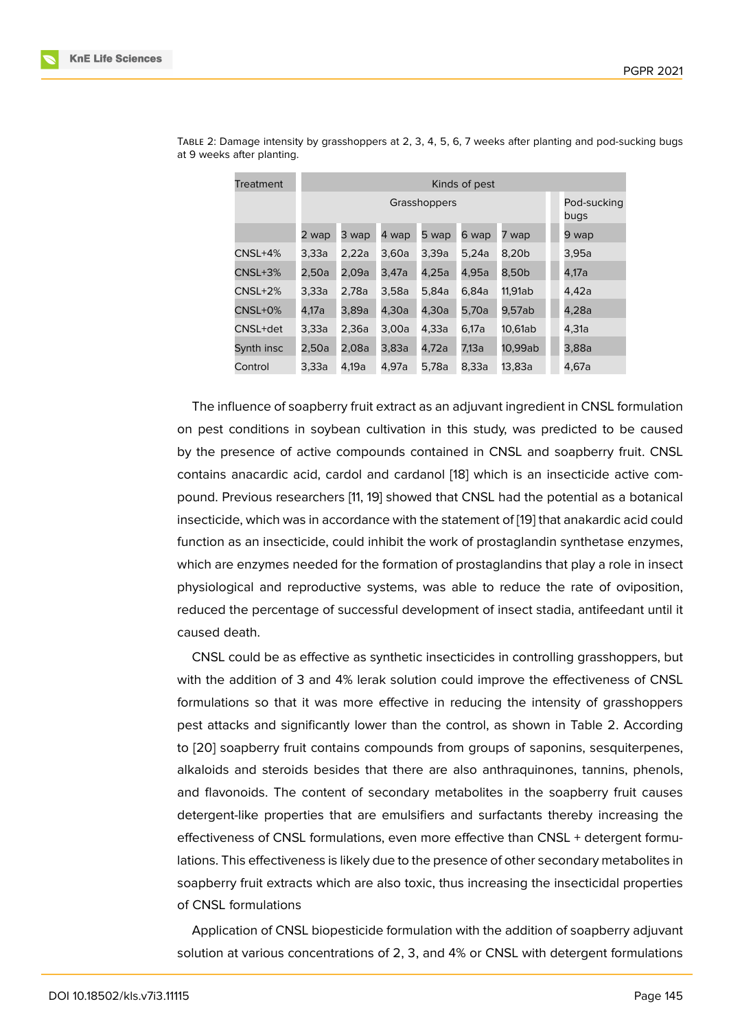Table 2: Damage intensity by grasshoppers at 2, 3, 4, 5, 6, 7 weeks after planting and pod-sucking bugs at 9 weeks after planting.

| Treatment | Kinds of pest | | | | | | |
|---|---|---|---|---|---|---|---|
| | Grasshoppers | | | | | | Pod-sucking bugs |
| | 2 wap | 3 wap | 4 wap | 5 wap | 6 wap | 7 wap | 9 wap |
| CNSL+4% | 3,33a | 2,22a | 3,60a | 3,39a | 5,24a | 8,20b | 3,95a |
| CNSL+3% | 2,50a | 2,09a | 3,47a | 4,25a | 4,95a | 8,50b | 4,17a |
| CNSL+2% | 3,33a | 2,78a | 3,58a | 5,84a | 6,84a | 11,91ab | 4,42a |
| CNSL+0% | 4,17a | 3,89a | 4,30a | 4,30a | 5,70a | 9,57ab | 4,28a |
| CNSL+det | 3,33a | 2,36a | 3,00a | 4,33a | 6,17a | 10,61ab | 4,31a |
| Synth insc | 2,50a | 2,08a | 3,83a | 4,72a | 7,13a | 10,99ab | 3,88a |
| Control | 3,33a | 4,19a | 4,97a | 5,78a | 8,33a | 13,83a | 4,67a |

The influence of soapberry fruit extract as an adjuvant ingredient in CNSL formulation on pest conditions in soybean cultivation in this study, was predicted to be caused by the presence of active compounds contained in CNSL and soapberry fruit. CNSL contains anacardic acid, cardol and cardanol [18] which is an insecticide active compound. Previous researchers [11, 19] showed that CNSL had the potential as a botanical insecticide, which was in accordance with the statement of [19] that anakardic acid could function as an insecticide, could inhibit the work of prostaglandin synthetase enzymes, which are enzymes needed for the formation of prostaglandins that play a role in insect physiological and reproductive systems, was able to reduce the rate of oviposition, reduced the percentage of successful development of insect stadia, antifeedant until it caused death.

CNSL could be as effective as synthetic insecticides in controlling grasshoppers, but with the addition of 3 and 4% lerak solution could improve the effectiveness of CNSL formulations so that it was more effective in reducing the intensity of grasshoppers pest attacks and significantly lower than the control, as shown in Table 2. According to [20] soapberry fruit contains compounds from groups of saponins, sesquiterpenes, alkaloids and steroids besides that there are also anthraquinones, tannins, phenols, and flavonoids. The content of secondary metabolites in the soapberry fruit causes detergent-like properties that are emulsifiers and surfactants thereby increasing the effectiveness of CNSL formulations, even more effective than CNSL + detergent formulations. This effectiveness is likely due to the presence of other secondary metabolites in soapberry fruit extracts which are also toxic, thus increasing the insecticidal properties of CNSL formulations

Application of CNSL biopesticide formulation with the addition of soapberry adjuvant solution at various concentrations of 2, 3, and 4% or CNSL with detergent formulations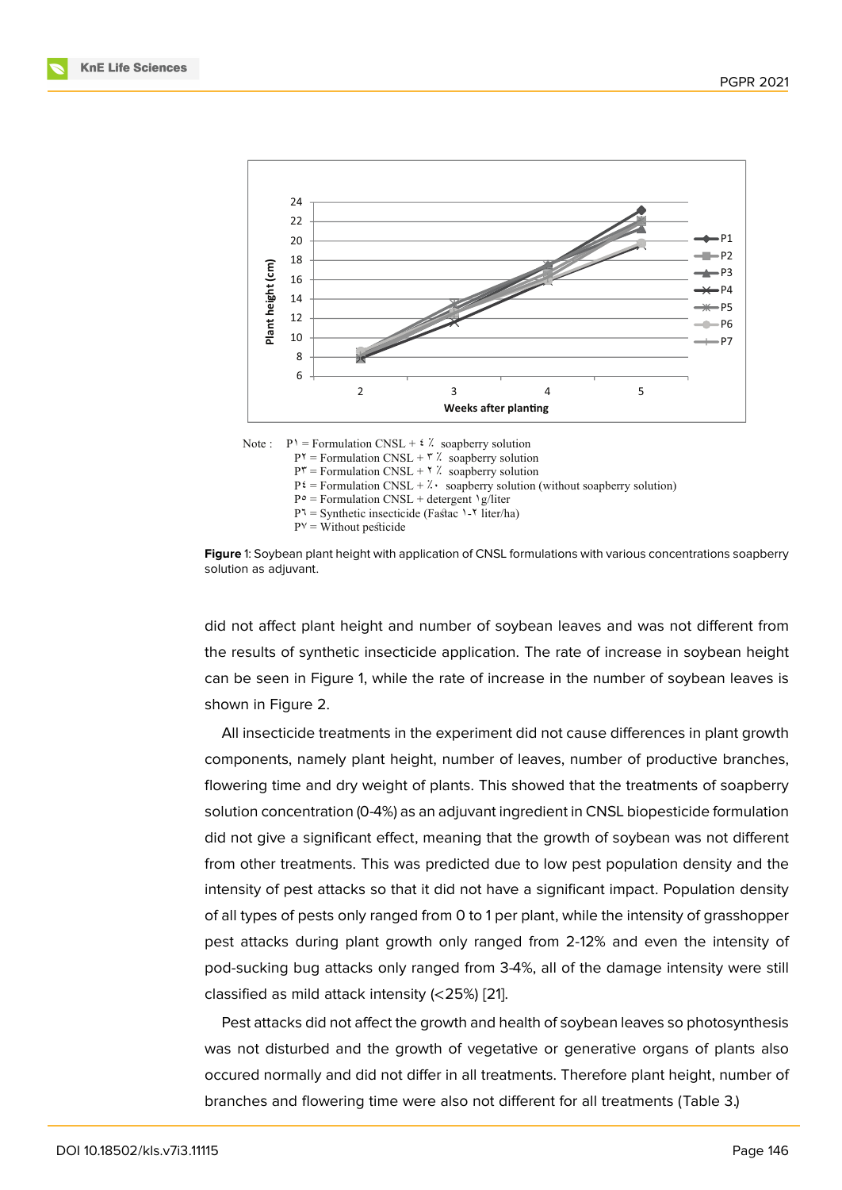24
22
20
18
16
14
12
10
8
6

Plant height (cm)

2
3
4
5

Weeks after planting

P1
P2
P3
P4
P5
P6
P7

Note : P١ = Formulation CNSL + ٤ ٪ soapberry solution
P٢ = Formulation CNSL + ٣ ٪ soapberry solution
P٣ = Formulation CNSL + ٢ ٪ soapberry solution
P٤ = Formulation CNSL + ٪٠ soapberry solution (without soapberry solution)
P٥ = Formulation CNSL + detergent ١g/liter
P٦ = Synthetic insecticide (Fastac ١-٢ liter/ha)
P٧ = Without pesticide

**Figure** 1: Soybean plant height with application of CNSL formulations with various concentrations soapberry solution as adjuvant.

did not affect plant height and number of soybean leaves and was not different from the results of synthetic insecticide application. The rate of increase in soybean height can be seen in Figure 1, while the rate of increase in the number of soybean leaves is shown in Figure 2.

All insecticide treatments in the experiment did not cause differences in plant growth components, namely plant height, number of leaves, number of productive branches, flowering time and dry weight of plants. This showed that the treatments of soapberry solution concentration (0-4%) as an adjuvant ingredient in CNSL biopesticide formulation did not give a significant effect, meaning that the growth of soybean was not different from other treatments. This was predicted due to low pest population density and the intensity of pest attacks so that it did not have a significant impact. Population density of all types of pests only ranged from 0 to 1 per plant, while the intensity of grasshopper pest attacks during plant growth only ranged from 2-12% and even the intensity of pod-sucking bug attacks only ranged from 3-4%, all of the damage intensity were still classified as mild attack intensity (<25%) [21].

Pest attacks did not affect the growth and health of soybean leaves so photosynthesis was not disturbed and the growth of vegetative or generative organs of plants also occured normally and did not differ in all treatments. Therefore plant height, number of branches and flowering time were also not different for all treatments (Table 3.)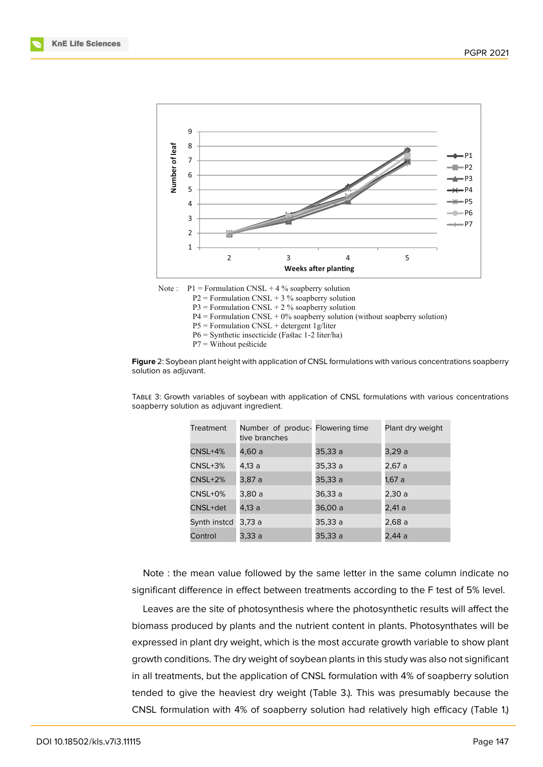9
8
7
6
5
4
3
2
1

Number of leaf

2
3
4
5

Weeks after planting

P1
P2
P3
P4
P5
P6
P7

Note : P1 = Formulation CNSL + 4 % soapberry solution
P2 = Formulation CNSL + 3 % soapberry solution
P3 = Formulation CNSL + 2 % soapberry solution
P4 = Formulation CNSL + 0% soapberry solution (without soapberry solution)
P5 = Formulation CNSL + detergent 1g/liter
P6 = Synthetic insecticide (Fastac 1-2 liter/ha)
P7 = Without pesticide

**Figure** 2: Soybean plant height with application of CNSL formulations with various concentrations soapberry solution as adjuvant.

Table 3: Growth variables of soybean with application of CNSL formulations with various concentrations soapberry solution as adjuvant ingredient.

| Treatment | Number of productive branches | Flowering time | Plant dry weight |
|---|---|---|---|
| CNSL+4% | 4,60 a | 35,33 a | 3,29 a |
| CNSL+3% | 4,13 a | 35,33 a | 2,67 a |
| CNSL+2% | 3,87 a | 35,33 a | 1,67 a |
| CNSL+0% | 3,80 a | 36,33 a | 2,30 a |
| CNSL+det | 4,13 a | 36,00 a | 2,41 a |
| Synth instcd | 3,73 a | 35,33 a | 2,68 a |
| Control | 3,33 a | 35,33 a | 2,44 a |

Note : the mean value followed by the same letter in the same column indicate no significant difference in effect between treatments according to the F test of 5% level.

Leaves are the site of photosynthesis where the photosynthetic results will affect the biomass produced by plants and the nutrient content in plants. Photosynthates will be expressed in plant dry weight, which is the most accurate growth variable to show plant growth conditions. The dry weight of soybean plants in this study was also not significant in all treatments, but the application of CNSL formulation with 4% of soapberry solution tended to give the heaviest dry weight (Table 3.). This was presumably because the CNSL formulation with 4% of soapberry solution had relatively high efficacy (Table 1.)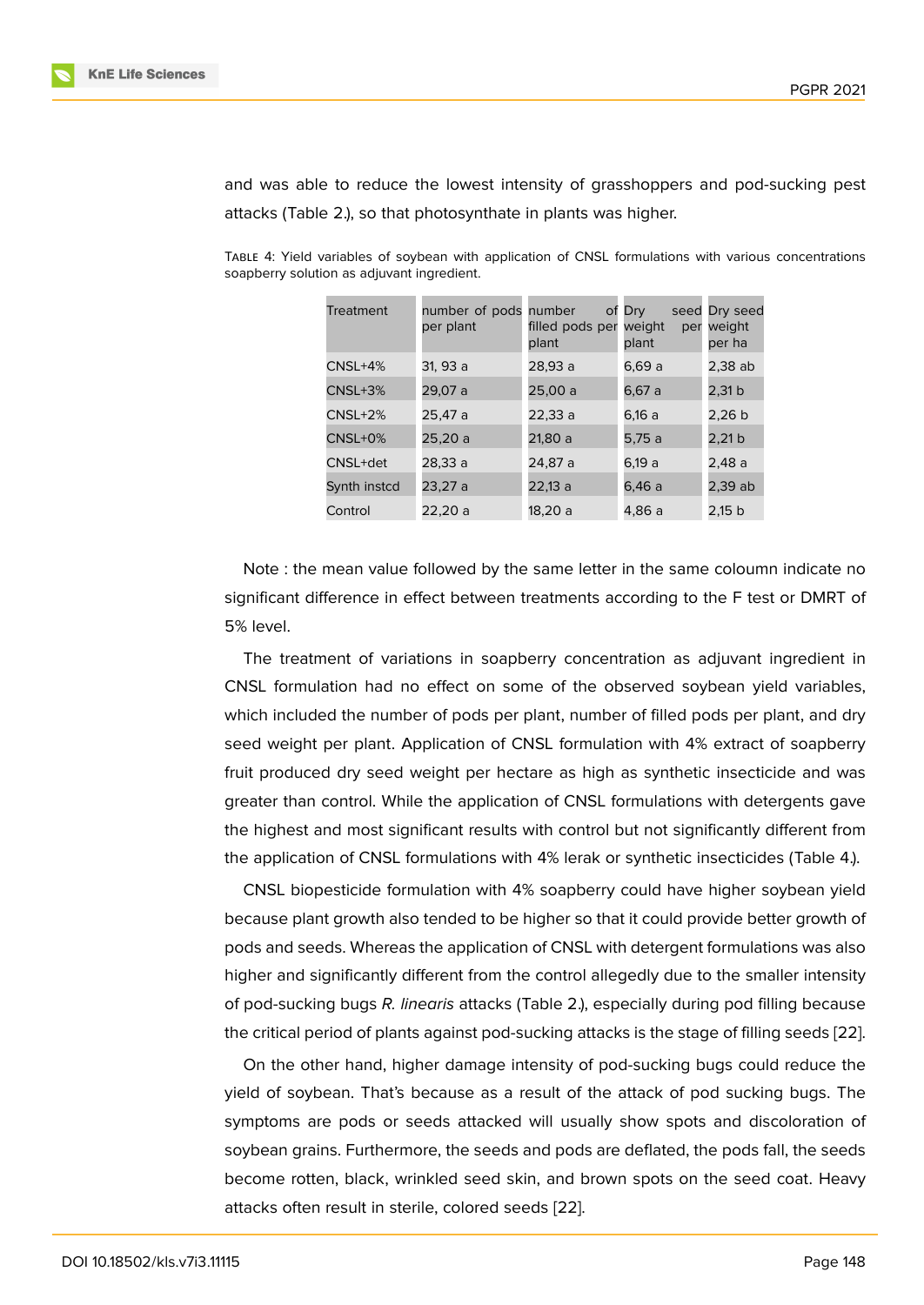and was able to reduce the lowest intensity of grasshoppers and pod-sucking pest attacks (Table 2.), so that photosynthate in plants was higher.

Table 4: Yield variables of soybean with application of CNSL formulations with various concentrations soapberry solution as adjuvant ingredient.

| Treatment | number of pods per plant | number of filled pods per plant | Dry seed weight per plant | Dry seed weight per ha |
|---|---|---|---|---|
| CNSL+4% | 31, 93 a | 28,93 a | 6,69 a | 2,38 ab |
| CNSL+3% | 29,07 a | 25,00 a | 6,67 a | 2,31 b |
| CNSL+2% | 25,47 a | 22,33 a | 6,16 a | 2,26 b |
| CNSL+0% | 25,20 a | 21,80 a | 5,75 a | 2,21 b |
| CNSL+det | 28,33 a | 24,87 a | 6,19 a | 2,48 a |
| Synth instcd | 23,27 a | 22,13 a | 6,46 a | 2,39 ab |
| Control | 22,20 a | 18,20 a | 4,86 a | 2,15 b |

Note : the mean value followed by the same letter in the same coloumn indicate no significant difference in effect between treatments according to the F test or DMRT of 5% level.

The treatment of variations in soapberry concentration as adjuvant ingredient in CNSL formulation had no effect on some of the observed soybean yield variables, which included the number of pods per plant, number of filled pods per plant, and dry seed weight per plant. Application of CNSL formulation with 4% extract of soapberry fruit produced dry seed weight per hectare as high as synthetic insecticide and was greater than control. While the application of CNSL formulations with detergents gave the highest and most significant results with control but not significantly different from the application of CNSL formulations with 4% lerak or synthetic insecticides (Table 4.).

CNSL biopesticide formulation with 4% soapberry could have higher soybean yield because plant growth also tended to be higher so that it could provide better growth of pods and seeds. Whereas the application of CNSL with detergent formulations was also higher and significantly different from the control allegedly due to the smaller intensity of pod-sucking bugs *R. linearis* attacks (Table 2.), especially during pod filling because the critical period of plants against pod-sucking attacks is the stage of filling seeds [22].

On the other hand, higher damage intensity of pod-sucking bugs could reduce the yield of soybean. That's because as a result of the attack of pod sucking bugs. The symptoms are pods or seeds attacked will usually show spots and discoloration of soybean grains. Furthermore, the seeds and pods are deflated, the pods fall, the seeds become rotten, black, wrinkled seed skin, and brown spots on the seed coat. Heavy attacks often result in sterile, colored seeds [22].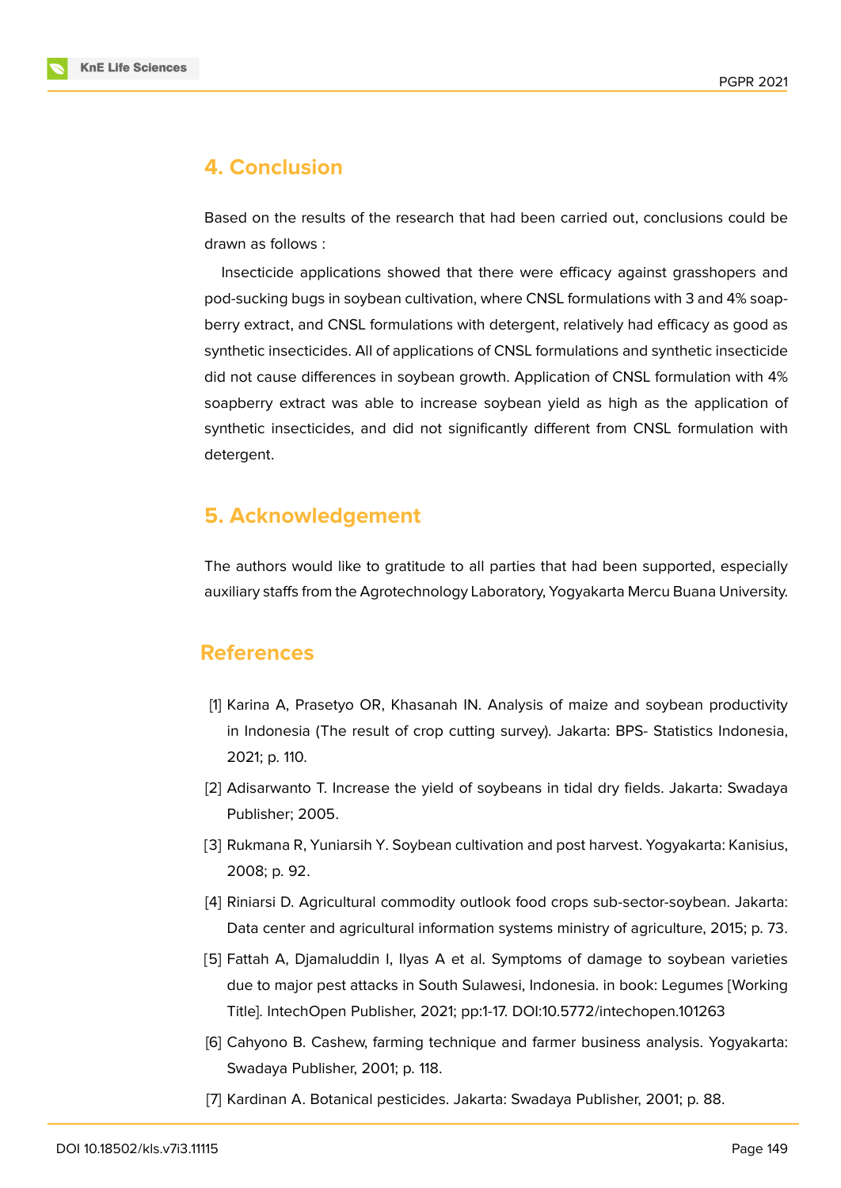## 4. Conclusion

Based on the results of the research that had been carried out, conclusions could be drawn as follows :

Insecticide applications showed that there were efficacy against grasshopers and pod-sucking bugs in soybean cultivation, where CNSL formulations with 3 and 4% soapberry extract, and CNSL formulations with detergent, relatively had efficacy as good as synthetic insecticides. All of applications of CNSL formulations and synthetic insecticide did not cause differences in soybean growth. Application of CNSL formulation with 4% soapberry extract was able to increase soybean yield as high as the application of synthetic insecticides, and did not significantly different from CNSL formulation with detergent.

## 5. Acknowledgement

The authors would like to gratitude to all parties that had been supported, especially auxiliary staffs from the Agrotechnology Laboratory, Yogyakarta Mercu Buana University.

## References

[1] Karina A, Prasetyo OR, Khasanah IN. Analysis of maize and soybean productivity in Indonesia (The result of crop cutting survey). Jakarta: BPS- Statistics Indonesia, 2021; p. 110.

[2] Adisarwanto T. Increase the yield of soybeans in tidal dry fields. Jakarta: Swadaya Publisher; 2005.

[3] Rukmana R, Yuniarsih Y. Soybean cultivation and post harvest. Yogyakarta: Kanisius, 2008; p. 92.

[4] Riniarsi D. Agricultural commodity outlook food crops sub-sector-soybean. Jakarta: Data center and agricultural information systems ministry of agriculture, 2015; p. 73.

[5] Fattah A, Djamaluddin I, Ilyas A et al. Symptoms of damage to soybean varieties due to major pest attacks in South Sulawesi, Indonesia. in book: Legumes [Working Title]. IntechOpen Publisher, 2021; pp:1-17. DOI:10.5772/intechopen.101263

[6] Cahyono B. Cashew, farming technique and farmer business analysis. Yogyakarta: Swadaya Publisher, 2001; p. 118.

[7] Kardinan A. Botanical pesticides. Jakarta: Swadaya Publisher, 2001; p. 88.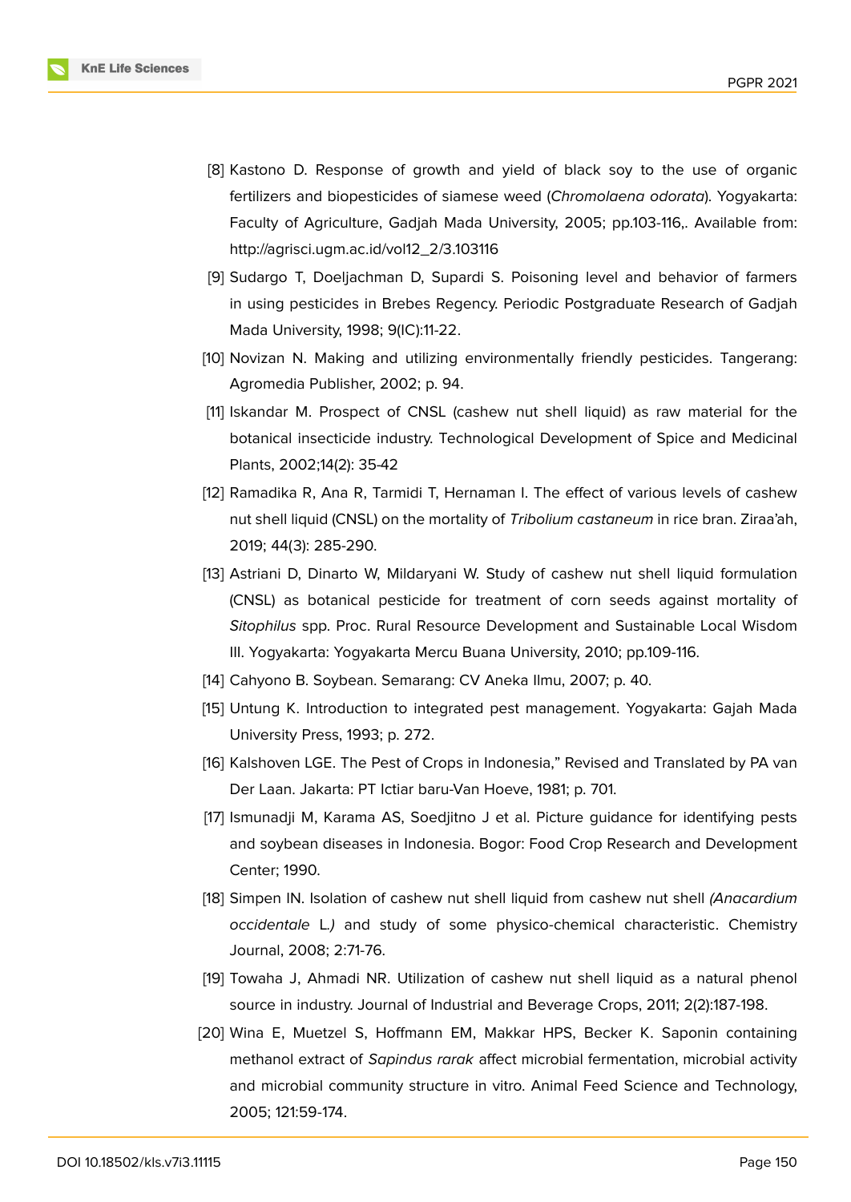[8] Kastono D. Response of growth and yield of black soy to the use of organic fertilizers and biopesticides of siamese weed (*Chromolaena odorata*). Yogyakarta: Faculty of Agriculture, Gadjah Mada University, 2005; pp.103-116,. Available from: http://agrisci.ugm.ac.id/vol12_2/3.103116

[9] Sudargo T, Doeljachman D, Supardi S. Poisoning level and behavior of farmers in using pesticides in Brebes Regency. Periodic Postgraduate Research of Gadjah Mada University, 1998; 9(IC):11-22.

[10] Novizan N. Making and utilizing environmentally friendly pesticides. Tangerang: Agromedia Publisher, 2002; p. 94.

[11] Iskandar M. Prospect of CNSL (cashew nut shell liquid) as raw material for the botanical insecticide industry. Technological Development of Spice and Medicinal Plants, 2002;14(2): 35-42

[12] Ramadika R, Ana R, Tarmidi T, Hernaman I. The effect of various levels of cashew nut shell liquid (CNSL) on the mortality of *Tribolium castaneum* in rice bran. Ziraa'ah, 2019; 44(3): 285-290.

[13] Astriani D, Dinarto W, Mildaryani W. Study of cashew nut shell liquid formulation (CNSL) as botanical pesticide for treatment of corn seeds against mortality of *Sitophilus* spp. Proc. Rural Resource Development and Sustainable Local Wisdom III. Yogyakarta: Yogyakarta Mercu Buana University, 2010; pp.109-116.

[14] Cahyono B. Soybean. Semarang: CV Aneka Ilmu, 2007; p. 40.

[15] Untung K. Introduction to integrated pest management. Yogyakarta: Gajah Mada University Press, 1993; p. 272.

[16] Kalshoven LGE. The Pest of Crops in Indonesia," Revised and Translated by PA van Der Laan. Jakarta: PT Ictiar baru-Van Hoeve, 1981; p. 701.

[17] Ismunadji M, Karama AS, Soedjitno J et al. Picture guidance for identifying pests and soybean diseases in Indonesia. Bogor: Food Crop Research and Development Center; 1990.

[18] Simpen IN. Isolation of cashew nut shell liquid from cashew nut shell *(Anacardium occidentale* L.*)* and study of some physico-chemical characteristic. Chemistry Journal, 2008; 2:71-76.

[19] Towaha J, Ahmadi NR. Utilization of cashew nut shell liquid as a natural phenol source in industry. Journal of Industrial and Beverage Crops, 2011; 2(2):187-198.

[20] Wina E, Muetzel S, Hoffmann EM, Makkar HPS, Becker K. Saponin containing methanol extract of *Sapindus rarak* affect microbial fermentation, microbial activity and microbial community structure in vitro. Animal Feed Science and Technology, 2005; 121:59-174.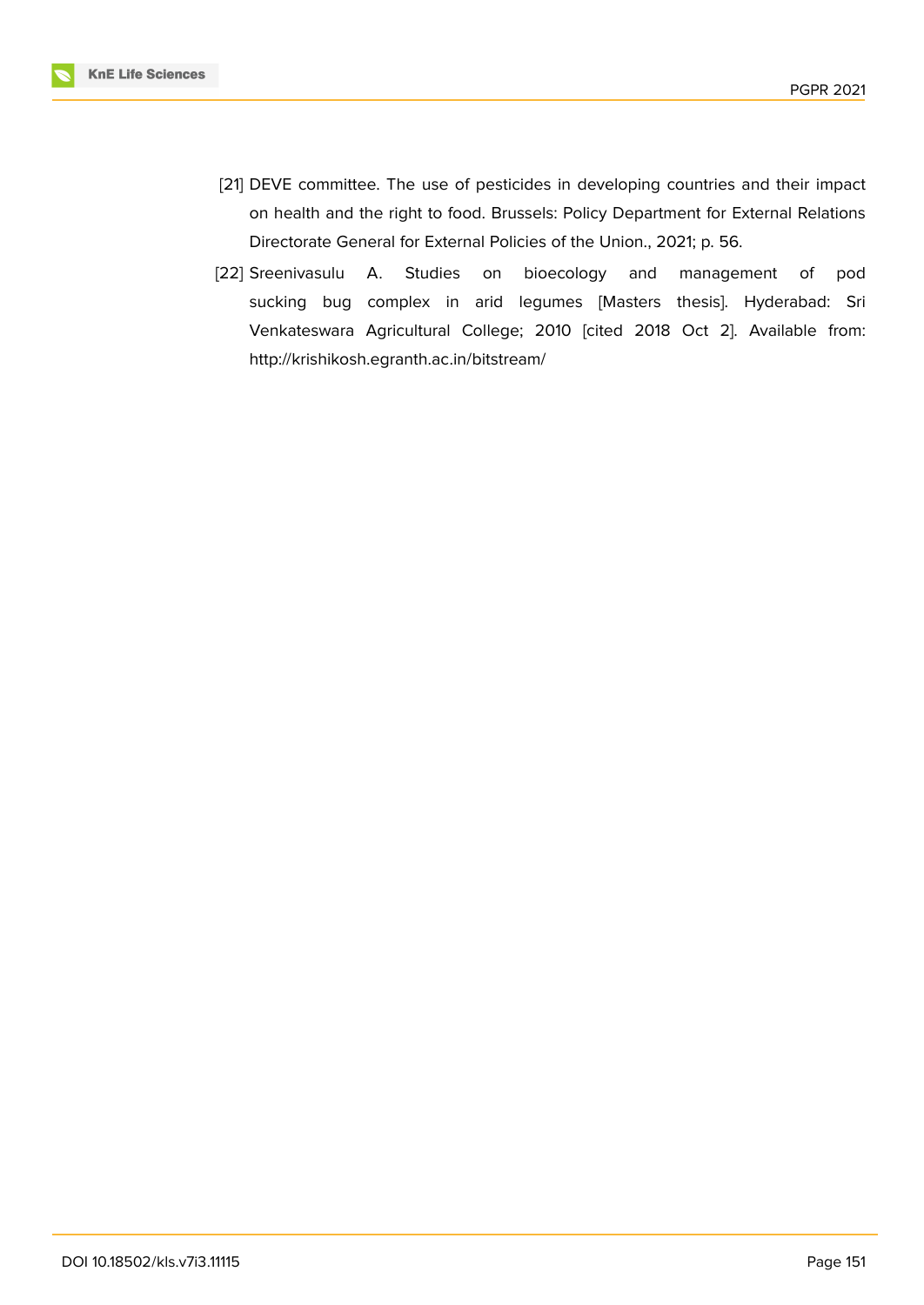[21] DEVE committee. The use of pesticides in developing countries and their impact on health and the right to food. Brussels: Policy Department for External Relations Directorate General for External Policies of the Union., 2021; p. 56.

[22] Sreenivasulu A. Studies on bioecology and management of pod sucking bug complex in arid legumes [Masters thesis]. Hyderabad: Sri Venkateswara Agricultural College; 2010 [cited 2018 Oct 2]. Available from: http://krishikosh.egranth.ac.in/bitstream/